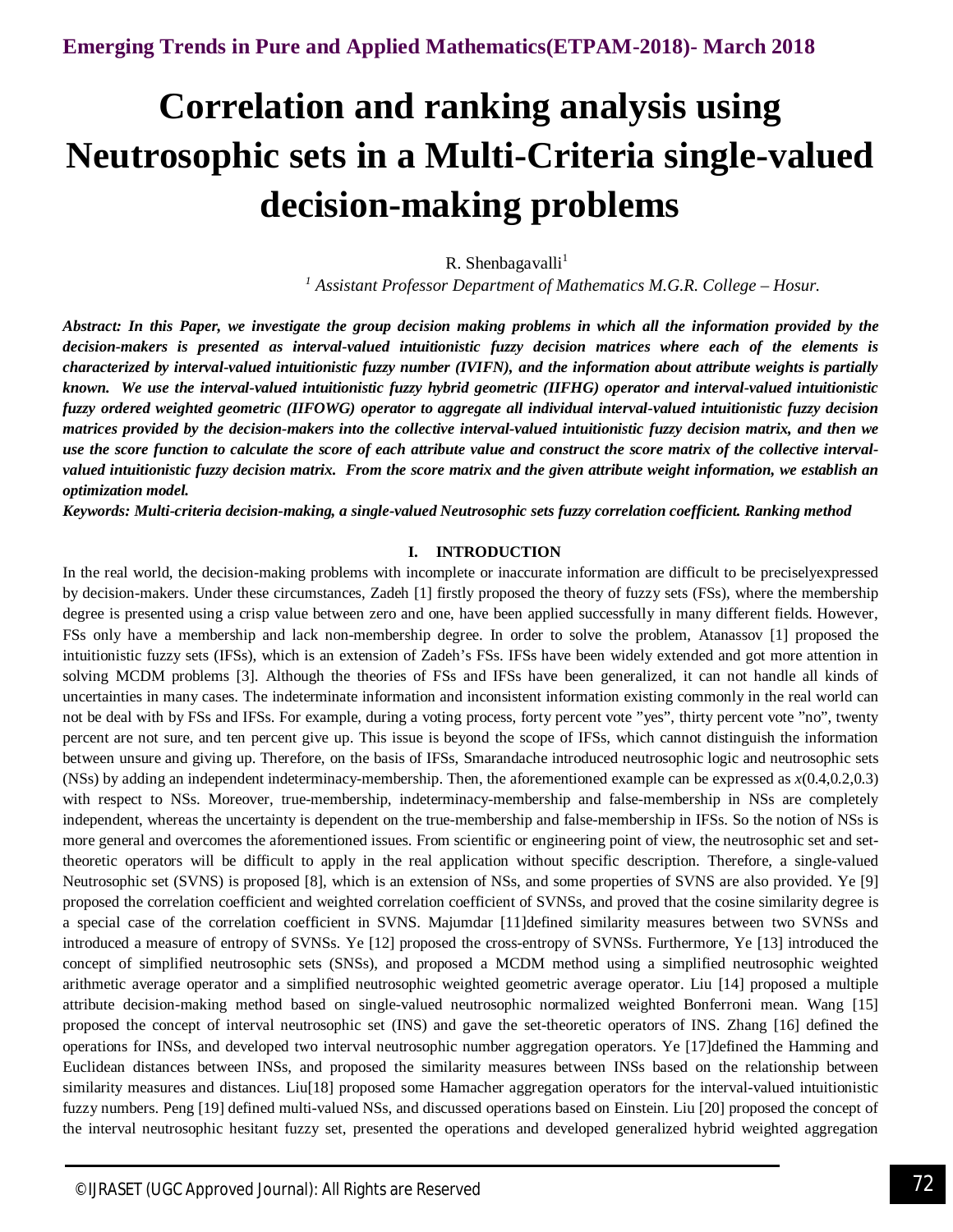# Correlation and ranking analysis using Neutrosophic sets in a Multi-Criteria single-valued decision-making problems

R. Shenbagavalli[1]

[1] Assistant Professor Department of Mathematics M.G.R. College – Hosur.

***Abstract:** In this Paper, we investigate the group decision making problems in which all the information provided by the decision-makers is presented as interval-valued intuitionistic fuzzy decision matrices where each of the elements is characterized by interval-valued intuitionistic fuzzy number (IVIFN), and the information about attribute weights is partially known. We use the interval-valued intuitionistic fuzzy hybrid geometric (IIFHG) operator and interval-valued intuitionistic fuzzy ordered weighted geometric (IIFOWG) operator to aggregate all individual interval-valued intuitionistic fuzzy decision matrices provided by the decision-makers into the collective interval-valued intuitionistic fuzzy decision matrix, and then we use the score function to calculate the score of each attribute value and construct the score matrix of the collective interval-valued intuitionistic fuzzy decision matrix. From the score matrix and the given attribute weight information, we establish an optimization model.*

***Keywords:** Multi-criteria decision-making, a single-valued Neutrosophic sets fuzzy correlation coefficient. Ranking method*

## I. INTRODUCTION

In the real world, the decision-making problems with incomplete or inaccurate information are difficult to be preciselyexpressed by decision-makers. Under these circumstances, Zadeh [1] firstly proposed the theory of fuzzy sets (FSs), where the membership degree is presented using a crisp value between zero and one, have been applied successfully in many different fields. However, FSs only have a membership and lack non-membership degree. In order to solve the problem, Atanassov [1] proposed the intuitionistic fuzzy sets (IFSs), which is an extension of Zadeh's FSs. IFSs have been widely extended and got more attention in solving MCDM problems [3]. Although the theories of FSs and IFSs have been generalized, it can not handle all kinds of uncertainties in many cases. The indeterminate information and inconsistent information existing commonly in the real world can not be deal with by FSs and IFSs. For example, during a voting process, forty percent vote "yes", thirty percent vote "no", twenty percent are not sure, and ten percent give up. This issue is beyond the scope of IFSs, which cannot distinguish the information between unsure and giving up. Therefore, on the basis of IFSs, Smarandache introduced neutrosophic logic and neutrosophic sets (NSs) by adding an independent indeterminacy-membership. Then, the aforementioned example can be expressed as $x(0.4,0.2,0.3)$ with respect to NSs. Moreover, true-membership, indeterminacy-membership and false-membership in NSs are completely independent, whereas the uncertainty is dependent on the true-membership and false-membership in IFSs. So the notion of NSs is more general and overcomes the aforementioned issues. From scientific or engineering point of view, the neutrosophic set and set-theoretic operators will be difficult to apply in the real application without specific description. Therefore, a single-valued Neutrosophic set (SVNS) is proposed [8], which is an extension of NSs, and some properties of SVNS are also provided. Ye [9] proposed the correlation coefficient and weighted correlation coefficient of SVNSs, and proved that the cosine similarity degree is a special case of the correlation coefficient in SVNS. Majumdar [11]defined similarity measures between two SVNSs and introduced a measure of entropy of SVNSs. Ye [12] proposed the cross-entropy of SVNSs. Furthermore, Ye [13] introduced the concept of simplified neutrosophic sets (SNSs), and proposed a MCDM method using a simplified neutrosophic weighted arithmetic average operator and a simplified neutrosophic weighted geometric average operator. Liu [14] proposed a multiple attribute decision-making method based on single-valued neutrosophic normalized weighted Bonferroni mean. Wang [15] proposed the concept of interval neutrosophic set (INS) and gave the set-theoretic operators of INS. Zhang [16] defined the operations for INSs, and developed two interval neutrosophic number aggregation operators. Ye [17]defined the Hamming and Euclidean distances between INSs, and proposed the similarity measures between INSs based on the relationship between similarity measures and distances. Liu[18] proposed some Hamacher aggregation operators for the interval-valued intuitionistic fuzzy numbers. Peng [19] defined multi-valued NSs, and discussed operations based on Einstein. Liu [20] proposed the concept of the interval neutrosophic hesitant fuzzy set, presented the operations and developed generalized hybrid weighted aggregation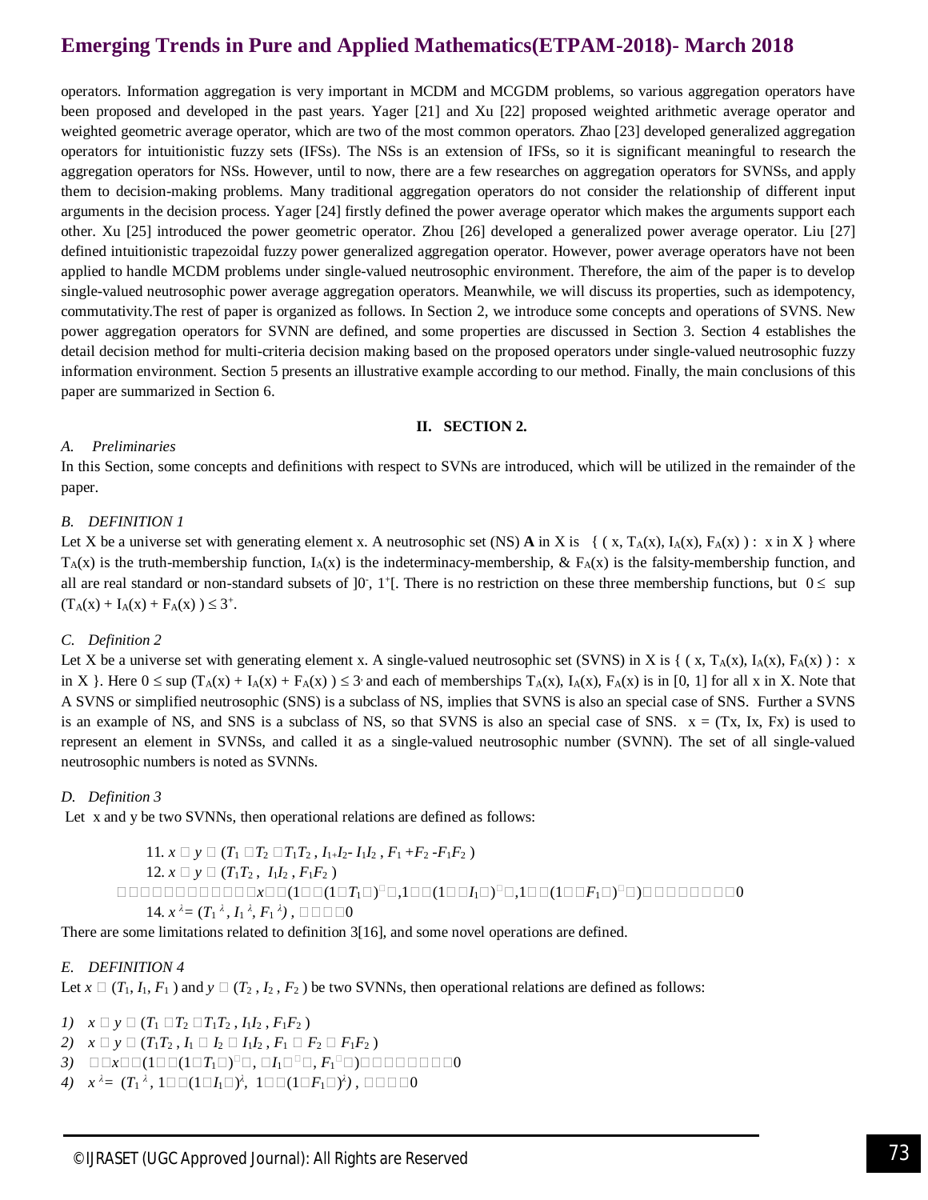operators. Information aggregation is very important in MCDM and MCGDM problems, so various aggregation operators have been proposed and developed in the past years. Yager [21] and Xu [22] proposed weighted arithmetic average operator and weighted geometric average operator, which are two of the most common operators. Zhao [23] developed generalized aggregation operators for intuitionistic fuzzy sets (IFSs). The NSs is an extension of IFSs, so it is significant meaningful to research the aggregation operators for NSs. However, until to now, there are a few researches on aggregation operators for SVNSs, and apply them to decision-making problems. Many traditional aggregation operators do not consider the relationship of different input arguments in the decision process. Yager [24] firstly defined the power average operator which makes the arguments support each other. Xu [25] introduced the power geometric operator. Zhou [26] developed a generalized power average operator. Liu [27] defined intuitionistic trapezoidal fuzzy power generalized aggregation operator. However, power average operators have not been applied to handle MCDM problems under single-valued neutrosophic environment. Therefore, the aim of the paper is to develop single-valued neutrosophic power average aggregation operators. Meanwhile, we will discuss its properties, such as idempotency, commutativity.The rest of paper is organized as follows. In Section 2, we introduce some concepts and operations of SVNS. New power aggregation operators for SVNN are defined, and some properties are discussed in Section 3. Section 4 establishes the detail decision method for multi-criteria decision making based on the proposed operators under single-valued neutrosophic fuzzy information environment. Section 5 presents an illustrative example according to our method. Finally, the main conclusions of this paper are summarized in Section 6.

## II. SECTION 2.

### A. Preliminaries

In this Section, some concepts and definitions with respect to SVNs are introduced, which will be utilized in the remainder of the paper.

### B. DEFINITION 1

Let X be a universe set with generating element x. A neutrosophic set (NS) **A** in X is { ( x, $T_A(x)$, $I_A(x)$, $F_A(x)$ ) : x in X } where $T_A(x)$ is the truth-membership function, $I_A(x)$ is the indeterminacy-membership, & $F_A(x)$ is the falsity-membership function, and all are real standard or non-standard subsets of $]0^-, 1^+[$. There is no restriction on these three membership functions, but $0 \leq \sup (T_A(x) + I_A(x) + F_A(x)) \leq 3^+$.

### C. Definition 2

Let X be a universe set with generating element x. A single-valued neutrosophic set (SVNS) in X is { ( x, $T_A(x)$, $I_A(x)$, $F_A(x)$ ) : x in X }. Here $0 \leq \sup (T_A(x) + I_A(x) + F_A(x)) \leq 3$ and each of memberships $T_A(x)$, $I_A(x)$, $F_A(x)$ is in [0, 1] for all x in X. Note that A SVNS or simplified neutrosophic (SNS) is a subclass of NS, implies that SVNS is also an special case of SNS. Further a SVNS is an example of NS, and SNS is a subclass of NS, so that SVNS is also an special case of SNS. x = (Tx, Ix, Fx) is used to represent an element in SVNSs, and called it as a single-valued neutrosophic number (SVNN). The set of all single-valued neutrosophic numbers is noted as SVNNs.

### D. Definition 3

Let x and y be two SVNNs, then operational relations are defined as follows:

11. $x \oplus y = (T_1 + T_2 - T_1T_2 , I_1 + I_2 - I_1I_2 , F_1 + F_2 - F_1F_2 )$
12. $x \otimes y = (T_1T_2 , I_1I_2 , F_1F_2 )$
13. $\lambda x = (1 - (1 - T_1)^{\lambda}, 1 - (1 - I_1)^{\lambda}, 1 - (1 - F_1)^{\lambda})$, $\lambda > 0$
14. $x^{\lambda} = (T_1^{\lambda}, I_1^{\lambda}, F_1^{\lambda})$, $\lambda > 0$

There are some limitations related to definition 3[16], and some novel operations are defined.

### E. DEFINITION 4

Let $x = (T_1, I_1, F_1)$ and $y = (T_2 , I_2 , F_2 )$ be two SVNNs, then operational relations are defined as follows:

1) $x \oplus y = (T_1 + T_2 - T_1T_2 , I_1I_2 , F_1F_2 )$
2) $x \otimes y = (T_1T_2 , I_1 + I_2 - I_1I_2 , F_1 + F_2 - F_1F_2 )$
3) $\lambda x = (1 - (1 - T_1)^{\lambda}, I_1^{\lambda}, F_1^{\lambda})$, $\lambda > 0$
4) $x^{\lambda} = (T_1^{\lambda}, 1 - (1 - I_1)^{\lambda}, 1 - (1 - F_1)^{\lambda})$, $\lambda > 0$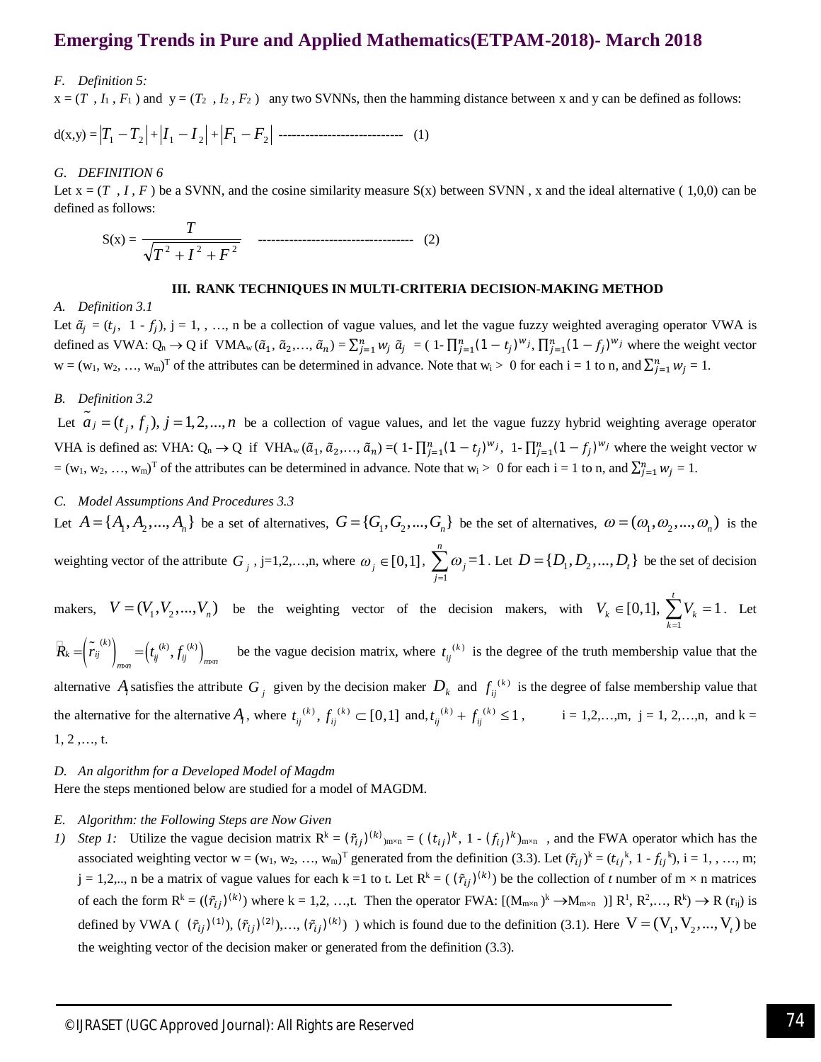*F. Definition 5:*

$x = (T, I_1, F_1)$ and $y = (T_2, I_2, F_2)$ any two SVNNs, then the hamming distance between x and y can be defined as follows:

$$d(x,y) = |T_1 - T_2| + |I_1 - I_2| + |F_1 - F_2| \quad \text{----------------------------} \quad (1)$$

*G. DEFINITION 6*

Let $x = (T, I, F)$ be a SVNN, and the cosine similarity measure S(x) between SVNN , x and the ideal alternative ( 1,0,0) can be defined as follows:

$$S(x) = \frac{T}{\sqrt{T^2 + I^2 + F^2}} \quad \text{-----------------------------------} \quad (2)$$

## III. RANK TECHNIQUES IN MULTI-CRITERIA DECISION-MAKING METHOD

*A. Definition 3.1*

Let $\tilde{a}_j = (t_j, 1 - f_j)$, j = 1, , …, n be a collection of vague values, and let the vague fuzzy weighted averaging operator VWA is defined as VWA: $Q_n \to Q$ if $VMA_w(\tilde{a}_1, \tilde{a}_2, \ldots, \tilde{a}_n) = \sum_{j=1}^{n} w_j \tilde{a}_j = (1 - \prod_{j=1}^{n}(1 - t_j)^{w_j}, \prod_{j=1}^{n}(1 - f_j)^{w_j}$ where the weight vector $w = (w_1, w_2, \ldots, w_m)^T$ of the attributes can be determined in advance. Note that $w_i > 0$ for each i = 1 to n, and $\sum_{j=1}^{n} w_j = 1$.

*B. Definition 3.2*

Let $\tilde{a}_j = (t_j, f_j), j = 1, 2, \ldots, n$ be a collection of vague values, and let the vague fuzzy hybrid weighting average operator VHA is defined as: VHA: $Q_n \to Q$ if $VHA_w(\tilde{a}_1, \tilde{a}_2, \ldots, \tilde{a}_n) = (1 - \prod_{j=1}^{n}(1 - t_j)^{w_j}, 1 - \prod_{j=1}^{n}(1 - f_j)^{w_j}$ where the weight vector $w = (w_1, w_2, \ldots, w_m)^T$ of the attributes can be determined in advance. Note that $w_i > 0$ for each i = 1 to n, and $\sum_{j=1}^{n} w_j = 1$.

*C. Model Assumptions And Procedures 3.3*

Let $A = \{A_1, A_2, \ldots, A_n\}$ be a set of alternatives, $G = \{G_1, G_2, \ldots, G_n\}$ be the set of alternatives, $\omega = (\omega_1, \omega_2, \ldots, \omega_n)$ is the weighting vector of the attribute $G_j$, j=1,2,…,n, where $\omega_j \in [0,1]$, $\sum_{j=1}^{n} \omega_j = 1$. Let $D = \{D_1, D_2, \ldots, D_t\}$ be the set of decision makers, $V = (V_1, V_2, \ldots, V_n)$ be the weighting vector of the decision makers, with $V_k \in [0,1]$, $\sum_{k=1}^{t} V_k = 1$. Let $R_k = \left(\tilde{r}_{ij}^{(k)}\right)_{m \times n} = \left(t_{ij}^{(k)}, f_{ij}^{(k)}\right)_{m \times n}$ be the vague decision matrix, where $t_{ij}^{(k)}$ is the degree of the truth membership value that the alternative $A_i$ satisfies the attribute $G_j$ given by the decision maker $D_k$ and $f_{ij}^{(k)}$ is the degree of false membership value that the alternative for the alternative $A_i$, where $t_{ij}^{(k)}, f_{ij}^{(k)} \subset [0,1]$ and, $t_{ij}^{(k)} + f_{ij}^{(k)} \leq 1$, i = 1,2,…,m, j = 1, 2,…,n, and k = 1, 2 ,…, t.

*D. An algorithm for a Developed Model of Magdm*

Here the steps mentioned below are studied for a model of MAGDM.

*E. Algorithm: the Following Steps are Now Given*

1) *Step 1:* Utilize the vague decision matrix $R^k = (\tilde{r}_{ij})^{(k)}{}_{m \times n} = ((t_{ij})^k, 1 - (f_{ij})^k)_{m \times n}$ , and the FWA operator which has the associated weighting vector $w = (w_1, w_2, \ldots, w_m)^T$ generated from the definition (3.3). Let $(\tilde{r}_{ij})^k = (t_{ij}{}^k, 1 - f_{ij}{}^k)$, i = 1, , …, m; j = 1,2,.., n be a matrix of vague values for each k =1 to t. Let $R^k = ((\tilde{r}_{ij})^{(k)})$ be the collection of *t* number of m × n matrices of each the form $R^k = ((\tilde{r}_{ij})^{(k)})$ where k = 1,2, …,t. Then the operator FWA: $[(M_{m \times n})^k \to M_{m \times n}]$ $R^1, R^2, \ldots, R^k) \to R(r_{ij})$ is defined by VWA ( $(\tilde{r}_{ij})^{(1)}), (\tilde{r}_{ij})^{(2)}), \ldots, (\tilde{r}_{ij})^{(k)})$ ) which is found due to the definition (3.1). Here $V = (V_1, V_2, \ldots, V_t)$ be the weighting vector of the decision maker or generated from the definition (3.3).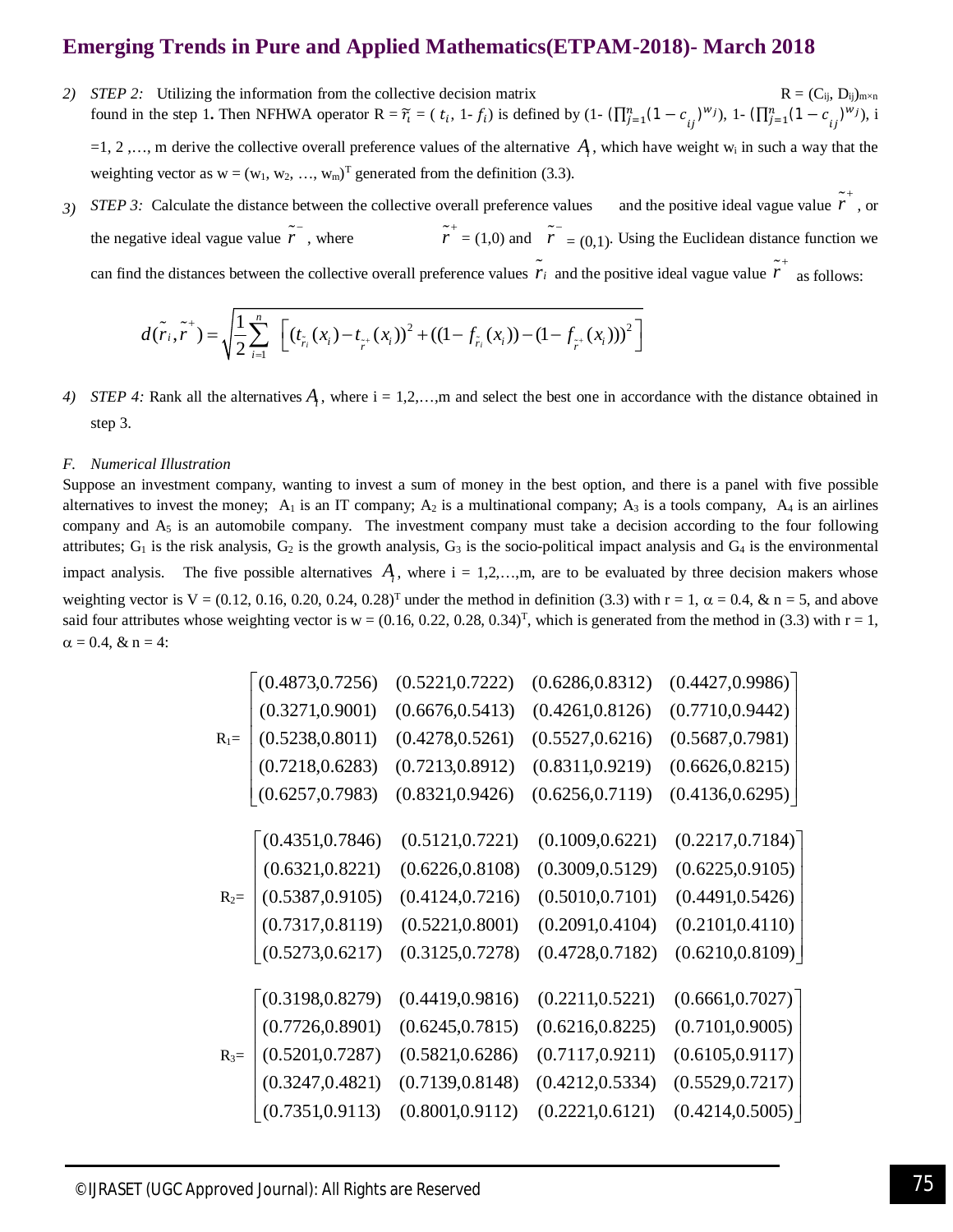2) *STEP 2:* Utilizing the information from the collective decision matrix $R = (C_{ij}, D_{ij})_{m\times n}$ found in the step 1**.** Then NFHWA operator $R = \tilde{r}_i = (t_i, 1- f_i)$ is defined by $(1- (\prod_{j=1}^{n}(1-c_{ij})^{w_j}), 1- (\prod_{j=1}^{n}(1-c_{ij})^{w_j})$, i =1, 2 ,…, m derive the collective overall preference values of the alternative $A_i$, which have weight $w_i$ in such a way that the weighting vector as $w = (w_1, w_2, \ldots, w_m)^T$ generated from the definition (3.3).

3) *STEP 3:* Calculate the distance between the collective overall preference values and the positive ideal vague value $\tilde{r}^+$, or the negative ideal vague value $\tilde{r}^-$, where $\tilde{r}^+ = (1,0)$ and $\tilde{r}^- = (0,1)$. Using the Euclidean distance function we can find the distances between the collective overall preference values $\tilde{r}_i$ and the positive ideal vague value $\tilde{r}^+$ as follows:

$$d(\tilde{r}_i, \tilde{r}^+) = \sqrt{\frac{1}{2}\sum_{i=1}^{n} \left[ (t_{\tilde{r}_i}(x_i) - t_{\tilde{r}^+}(x_i))^2 + ((1-f_{\tilde{r}_i}(x_i)) - (1-f_{\tilde{r}^+}(x_i)))^2 \right]}$$

4) *STEP 4:* Rank all the alternatives $A_i$, where i = 1,2,…,m and select the best one in accordance with the distance obtained in step 3.

### F. *Numerical Illustration*

Suppose an investment company, wanting to invest a sum of money in the best option, and there is a panel with five possible alternatives to invest the money; $A_1$ is an IT company; $A_2$ is a multinational company; $A_3$ is a tools company, $A_4$ is an airlines company and $A_5$ is an automobile company. The investment company must take a decision according to the four following attributes; $G_1$ is the risk analysis, $G_2$ is the growth analysis, $G_3$ is the socio-political impact analysis and $G_4$ is the environmental impact analysis. The five possible alternatives $A_i$, where i = 1,2,…,m, are to be evaluated by three decision makers whose weighting vector is $V = (0.12, 0.16, 0.20, 0.24, 0.28)^T$ under the method in definition (3.3) with r = 1, $\alpha = 0.4$, & n = 5, and above said four attributes whose weighting vector is $w = (0.16, 0.22, 0.28, 0.34)^T$, which is generated from the method in (3.3) with r = 1, $\alpha = 0.4$, & n = 4:

$$R_1 = \begin{bmatrix} (0.4873,0.7256) & (0.5221,0.7222) & (0.6286,0.8312) & (0.4427,0.9986) \\ (0.3271,0.9001) & (0.6676,0.5413) & (0.4261,0.8126) & (0.7710,0.9442) \\ (0.5238,0.8011) & (0.4278,0.5261) & (0.5527,0.6216) & (0.5687,0.7981) \\ (0.7218,0.6283) & (0.7213,0.8912) & (0.8311,0.9219) & (0.6626,0.8215) \\ (0.6257,0.7983) & (0.8321,0.9426) & (0.6256,0.7119) & (0.4136,0.6295) \end{bmatrix}$$

$$R_2 = \begin{bmatrix} (0.4351,0.7846) & (0.5121,0.7221) & (0.1009,0.6221) & (0.2217,0.7184) \\ (0.6321,0.8221) & (0.6226,0.8108) & (0.3009,0.5129) & (0.6225,0.9105) \\ (0.5387,0.9105) & (0.4124,0.7216) & (0.5010,0.7101) & (0.4491,0.5426) \\ (0.7317,0.8119) & (0.5221,0.8001) & (0.2091,0.4104) & (0.2101,0.4110) \\ (0.5273,0.6217) & (0.3125,0.7278) & (0.4728,0.7182) & (0.6210,0.8109) \end{bmatrix}$$

$$R_3 = \begin{bmatrix} (0.3198,0.8279) & (0.4419,0.9816) & (0.2211,0.5221) & (0.6661,0.7027) \\ (0.7726,0.8901) & (0.6245,0.7815) & (0.6216,0.8225) & (0.7101,0.9005) \\ (0.5201,0.7287) & (0.5821,0.6286) & (0.7117,0.9211) & (0.6105,0.9117) \\ (0.3247,0.4821) & (0.7139,0.8148) & (0.4212,0.5334) & (0.5529,0.7217) \\ (0.7351,0.9113) & (0.8001,0.9112) & (0.2221,0.6121) & (0.4214,0.5005) \end{bmatrix}$$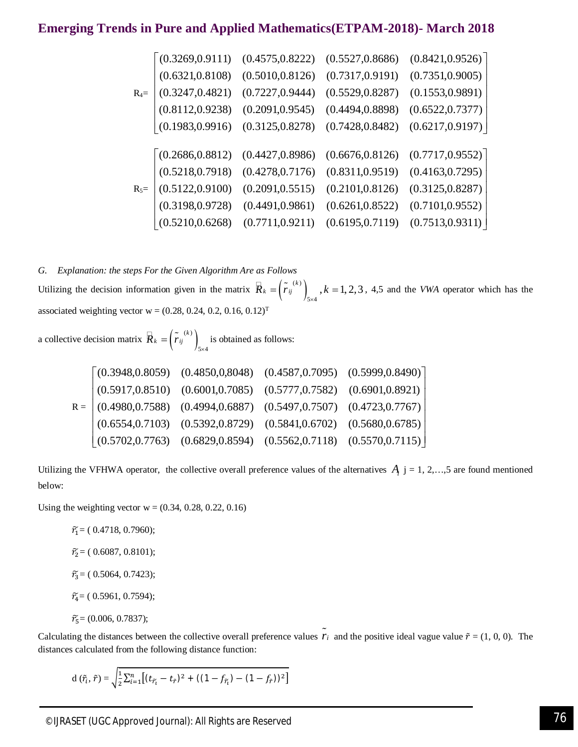$$
R_4 = \begin{bmatrix}
(0.3269,0.9111) & (0.4575,0.8222) & (0.5527,0.8686) & (0.8421,0.9526) \\
(0.6321,0.8108) & (0.5010,0.8126) & (0.7317,0.9191) & (0.7351,0.9005) \\
(0.3247,0.4821) & (0.7227,0.9444) & (0.5529,0.8287) & (0.1553,0.9891) \\
(0.8112,0.9238) & (0.2091,0.9545) & (0.4494,0.8898) & (0.6522,0.7377) \\
(0.1983,0.9916) & (0.3125,0.8278) & (0.7428,0.8482) & (0.6217,0.9197)
\end{bmatrix}
$$

$$
R_5 = \begin{bmatrix}
(0.2686,0.8812) & (0.4427,0.8986) & (0.6676,0.8126) & (0.7717,0.9552) \\
(0.5218,0.7918) & (0.4278,0.7176) & (0.8311,0.9519) & (0.4163,0.7295) \\
(0.5122,0.9100) & (0.2091,0.5515) & (0.2101,0.8126) & (0.3125,0.8287) \\
(0.3198,0.9728) & (0.4491,0.9861) & (0.6261,0.8522) & (0.7101,0.9552) \\
(0.5210,0.6268) & (0.7711,0.9211) & (0.6195,0.7119) & (0.7513,0.9311)
\end{bmatrix}
$$

*G. Explanation: the steps For the Given Algorithm Are as Follows*

Utilizing the decision information given in the matrix $\tilde{R}_k = \left(\tilde{r}_{ij}^{(k)}\right)_{5\times4}, k = 1,2,3$, 4,5 and the *VWA* operator which has the associated weighting vector w = (0.28, 0.24, 0.2, 0.16, 0.12)$^T$

a collective decision matrix $\tilde{R}_k = \left(\tilde{r}_{ij}^{(k)}\right)_{5\times4}$ is obtained as follows:

$$
R = \begin{bmatrix}
(0.3948,0.8059) & (0.4850,0,8048) & (0.4587,0.7095) & (0.5999,0.8490) \\
(0.5917,0.8510) & (0.6001,0.7085) & (0.5777,0.7582) & (0.6901,0.8921) \\
(0.4980,0.7588) & (0.4994,0.6887) & (0.5497,0.7507) & (0.4723,0.7767) \\
(0.6554,0.7103) & (0.5392,0.8729) & (0.5841,0.6702) & (0.5680,0.6785) \\
(0.5702,0.7763) & (0.6829,0.8594) & (0.5562,0.7118) & (0.5570,0.7115)
\end{bmatrix}
$$

Utilizing the VFHWA operator, the collective overall preference values of the alternatives $A_j$ j = 1, 2,…,5 are found mentioned below:

Using the weighting vector w = (0.34, 0.28, 0.22, 0.16)

$\tilde{r}_1$ = ( 0.4718, 0.7960);

$\tilde{r}_2$ = ( 0.6087, 0.8101);

$\tilde{r}_3$ = ( 0.5064, 0.7423);

$\tilde{r}_4$ = ( 0.5961, 0.7594);

$\tilde{r}_5$ = (0.006, 0.7837);

Calculating the distances between the collective overall preference values $\tilde{r}_i$ and the positive ideal vague value $\tilde{r}$ = (1, 0, 0). The distances calculated from the following distance function:

$$
d(\tilde{r}_i, \tilde{r}) = \sqrt{\frac{1}{2}\sum_{i=1}^{n}\left[(t_{\tilde{r}_i} - t_{\tilde{r}})^2 + ((1 - f_{\tilde{r}_i}) - (1 - f_{\tilde{r}}))^2\right]}
$$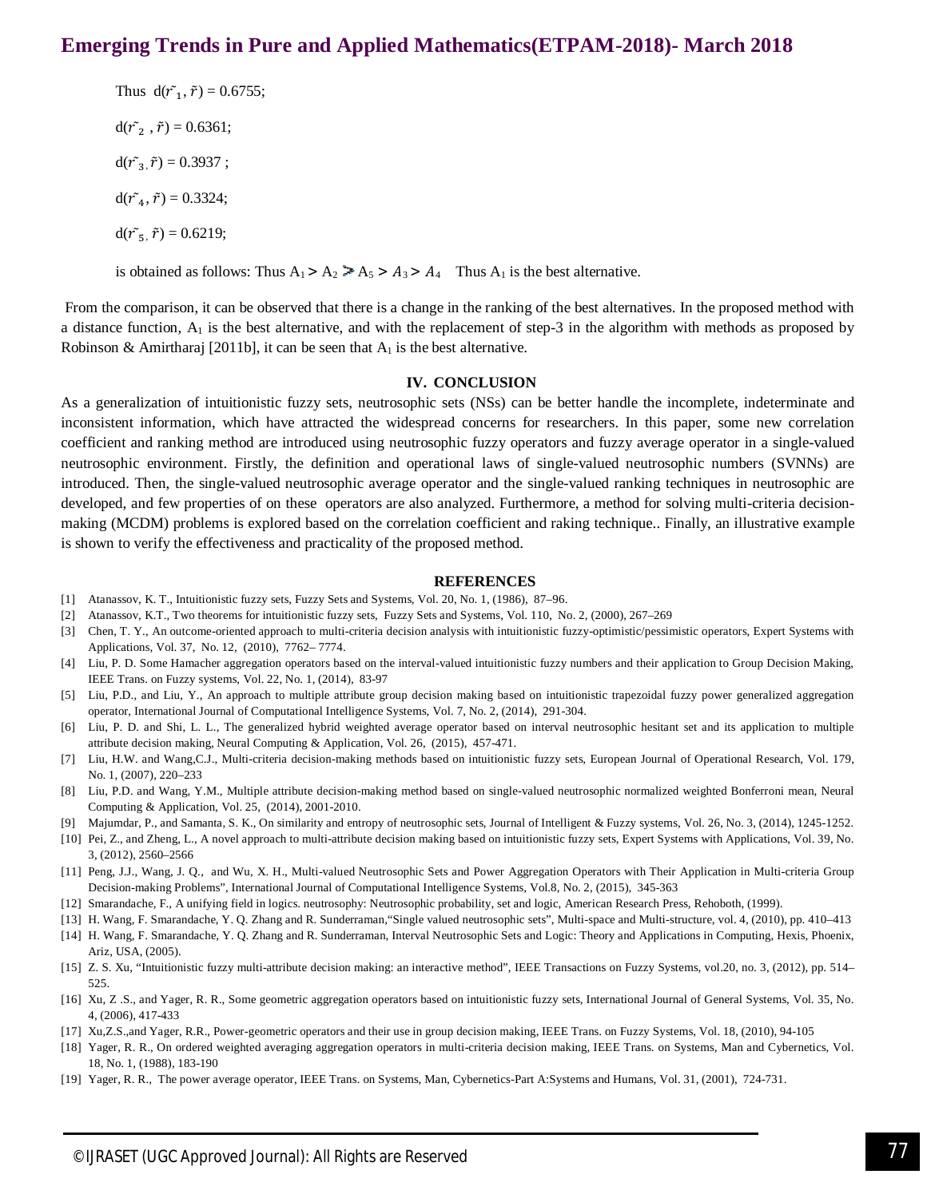Thus $d(\tilde{r}_1, \tilde{r}) = 0.6755$;

$d(\tilde{r}_2, \tilde{r}) = 0.6361$;

$d(\tilde{r}_3, \tilde{r}) = 0.3937$ ;

$d(\tilde{r}_4, \tilde{r}) = 0.3324$;

$d(\tilde{r}_5, \tilde{r}) = 0.6219$;

is obtained as follows: Thus $A_1 > A_2 > A_5 > A_3 > A_4$ Thus $A_1$ is the best alternative.

From the comparison, it can be observed that there is a change in the ranking of the best alternatives. In the proposed method with a distance function, $A_1$ is the best alternative, and with the replacement of step-3 in the algorithm with methods as proposed by Robinson & Amirtharaj [2011b], it can be seen that $A_1$ is the best alternative.

## IV. CONCLUSION

As a generalization of intuitionistic fuzzy sets, neutrosophic sets (NSs) can be better handle the incomplete, indeterminate and inconsistent information, which have attracted the widespread concerns for researchers. In this paper, some new correlation coefficient and ranking method are introduced using neutrosophic fuzzy operators and fuzzy average operator in a single-valued neutrosophic environment. Firstly, the definition and operational laws of single-valued neutrosophic numbers (SVNNs) are introduced. Then, the single-valued neutrosophic average operator and the single-valued ranking techniques in neutrosophic are developed, and few properties of on these operators are also analyzed. Furthermore, a method for solving multi-criteria decision-making (MCDM) problems is explored based on the correlation coefficient and raking technique.. Finally, an illustrative example is shown to verify the effectiveness and practicality of the proposed method.

## REFERENCES

[1] Atanassov, K. T., Intuitionistic fuzzy sets, Fuzzy Sets and Systems, Vol. 20, No. 1, (1986), 87–96.

[2] Atanassov, K.T., Two theorems for intuitionistic fuzzy sets, Fuzzy Sets and Systems, Vol. 110, No. 2, (2000), 267–269

[3] Chen, T. Y., An outcome-oriented approach to multi-criteria decision analysis with intuitionistic fuzzy-optimistic/pessimistic operators, Expert Systems with Applications, Vol. 37, No. 12, (2010), 7762– 7774.

[4] Liu, P. D. Some Hamacher aggregation operators based on the interval-valued intuitionistic fuzzy numbers and their application to Group Decision Making, IEEE Trans. on Fuzzy systems, Vol. 22, No. 1, (2014), 83-97

[5] Liu, P.D., and Liu, Y., An approach to multiple attribute group decision making based on intuitionistic trapezoidal fuzzy power generalized aggregation operator, International Journal of Computational Intelligence Systems, Vol. 7, No. 2, (2014), 291-304.

[6] Liu, P. D. and Shi, L. L., The generalized hybrid weighted average operator based on interval neutrosophic hesitant set and its application to multiple attribute decision making, Neural Computing & Application, Vol. 26, (2015), 457-471.

[7] Liu, H.W. and Wang,C.J., Multi-criteria decision-making methods based on intuitionistic fuzzy sets, European Journal of Operational Research, Vol. 179, No. 1, (2007), 220–233

[8] Liu, P.D. and Wang, Y.M., Multiple attribute decision-making method based on single-valued neutrosophic normalized weighted Bonferroni mean, Neural Computing & Application, Vol. 25, (2014), 2001-2010.

[9] Majumdar, P., and Samanta, S. K., On similarity and entropy of neutrosophic sets, Journal of Intelligent & Fuzzy systems, Vol. 26, No. 3, (2014), 1245-1252.

[10] Pei, Z., and Zheng, L., A novel approach to multi-attribute decision making based on intuitionistic fuzzy sets, Expert Systems with Applications, Vol. 39, No. 3, (2012), 2560–2566

[11] Peng, J.J., Wang, J. Q., and Wu, X. H., Multi-valued Neutrosophic Sets and Power Aggregation Operators with Their Application in Multi-criteria Group Decision-making Problems", International Journal of Computational Intelligence Systems, Vol.8, No. 2, (2015), 345-363

[12] Smarandache, F., A unifying field in logics. neutrosophy: Neutrosophic probability, set and logic, American Research Press, Rehoboth, (1999).

[13] H. Wang, F. Smarandache, Y. Q. Zhang and R. Sunderraman,"Single valued neutrosophic sets", Multi-space and Multi-structure, vol. 4, (2010), pp. 410–413

[14] H. Wang, F. Smarandache, Y. Q. Zhang and R. Sunderraman, Interval Neutrosophic Sets and Logic: Theory and Applications in Computing, Hexis, Phoenix, Ariz, USA, (2005).

[15] Z. S. Xu, "Intuitionistic fuzzy multi-attribute decision making: an interactive method", IEEE Transactions on Fuzzy Systems, vol.20, no. 3, (2012), pp. 514–525.

[16] Xu, Z .S., and Yager, R. R., Some geometric aggregation operators based on intuitionistic fuzzy sets, International Journal of General Systems, Vol. 35, No. 4, (2006), 417-433

[17] Xu,Z.S.,and Yager, R.R., Power-geometric operators and their use in group decision making, IEEE Trans. on Fuzzy Systems, Vol. 18, (2010), 94-105

[18] Yager, R. R., On ordered weighted averaging aggregation operators in multi-criteria decision making, IEEE Trans. on Systems, Man and Cybernetics, Vol. 18, No. 1, (1988), 183-190

[19] Yager, R. R., The power average operator, IEEE Trans. on Systems, Man, Cybernetics-Part A:Systems and Humans, Vol. 31, (2001), 724-731.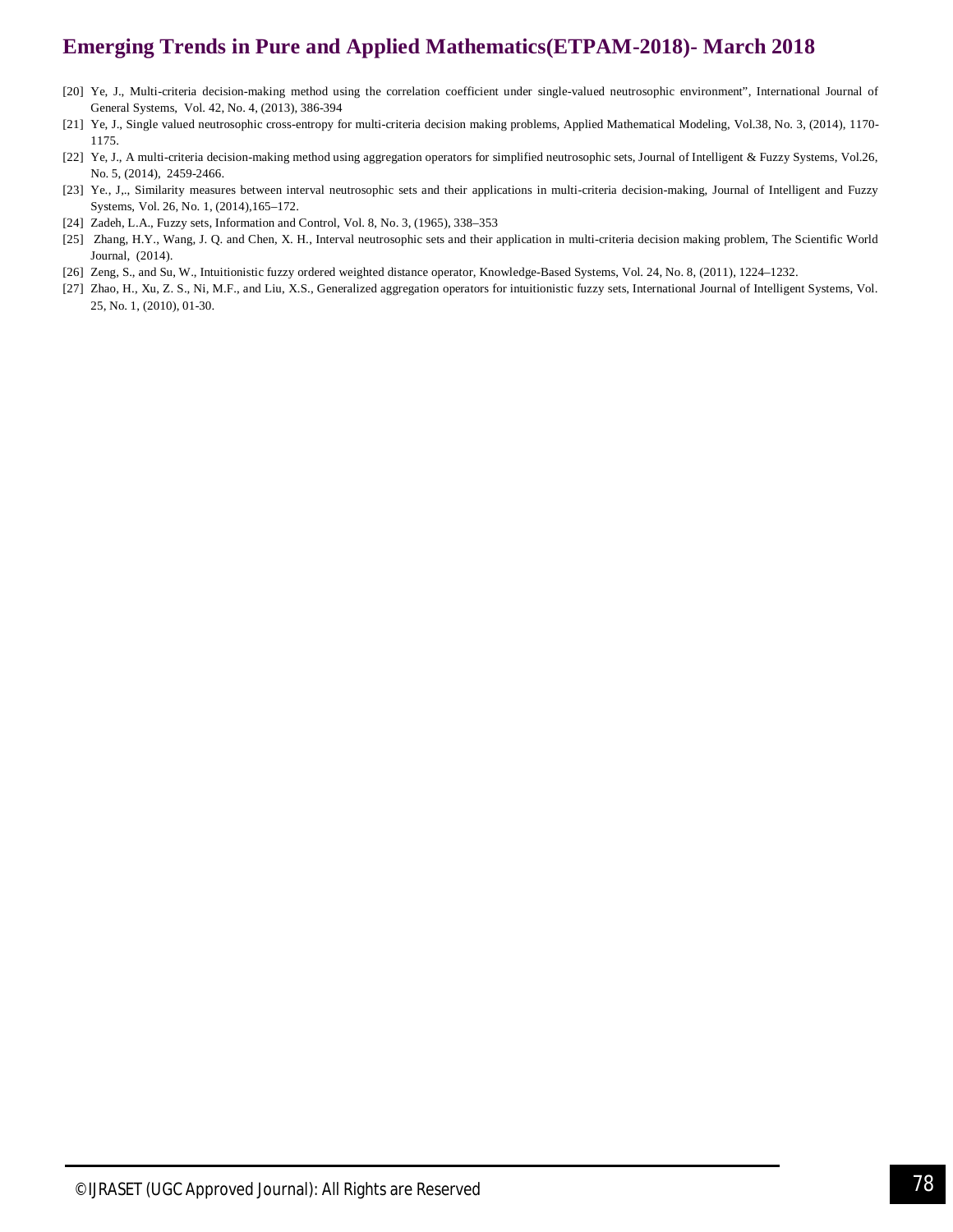[20] Ye, J., Multi-criteria decision-making method using the correlation coefficient under single-valued neutrosophic environment", International Journal of General Systems, Vol. 42, No. 4, (2013), 386-394

[21] Ye, J., Single valued neutrosophic cross-entropy for multi-criteria decision making problems, Applied Mathematical Modeling, Vol.38, No. 3, (2014), 1170-1175.

[22] Ye, J., A multi-criteria decision-making method using aggregation operators for simplified neutrosophic sets, Journal of Intelligent & Fuzzy Systems, Vol.26, No. 5, (2014), 2459-2466.

[23] Ye., J,., Similarity measures between interval neutrosophic sets and their applications in multi-criteria decision-making, Journal of Intelligent and Fuzzy Systems, Vol. 26, No. 1, (2014),165–172.

[24] Zadeh, L.A., Fuzzy sets, Information and Control, Vol. 8, No. 3, (1965), 338–353

[25] Zhang, H.Y., Wang, J. Q. and Chen, X. H., Interval neutrosophic sets and their application in multi-criteria decision making problem, The Scientific World Journal, (2014).

[26] Zeng, S., and Su, W., Intuitionistic fuzzy ordered weighted distance operator, Knowledge-Based Systems, Vol. 24, No. 8, (2011), 1224–1232.

[27] Zhao, H., Xu, Z. S., Ni, M.F., and Liu, X.S., Generalized aggregation operators for intuitionistic fuzzy sets, International Journal of Intelligent Systems, Vol. 25, No. 1, (2010), 01-30.